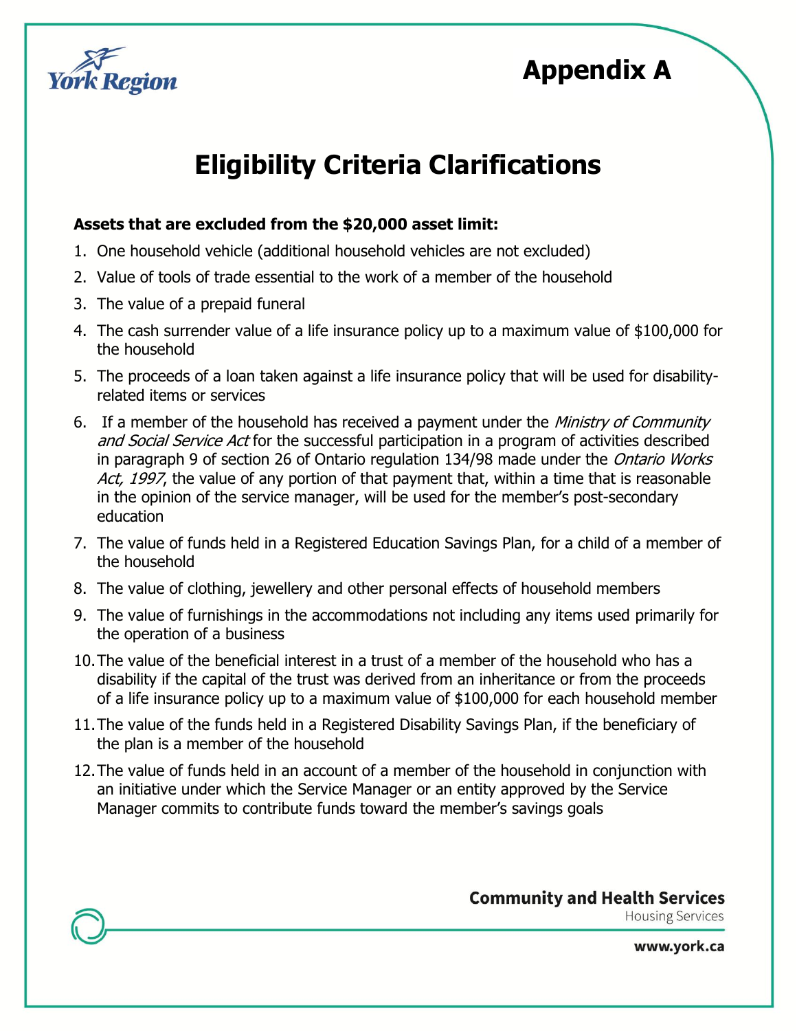# Appendix A

## Eligibility Criteria Clarifications

**Assets that are excluded from the $20,000 asset limit:**

1. One household vehicle (additional household vehicles are not excluded)
2. Value of tools of trade essential to the work of a member of the household
3. The value of a prepaid funeral
4. The cash surrender value of a life insurance policy up to a maximum value of $100,000 for the household
5. The proceeds of a loan taken against a life insurance policy that will be used for disability-related items or services
6. If a member of the household has received a payment under the *Ministry of Community and Social Service Act* for the successful participation in a program of activities described in paragraph 9 of section 26 of Ontario regulation 134/98 made under the *Ontario Works Act, 1997*, the value of any portion of that payment that, within a time that is reasonable in the opinion of the service manager, will be used for the member's post-secondary education
7. The value of funds held in a Registered Education Savings Plan, for a child of a member of the household
8. The value of clothing, jewellery and other personal effects of household members
9. The value of furnishings in the accommodations not including any items used primarily for the operation of a business
10. The value of the beneficial interest in a trust of a member of the household who has a disability if the capital of the trust was derived from an inheritance or from the proceeds of a life insurance policy up to a maximum value of $100,000 for each household member
11. The value of the funds held in a Registered Disability Savings Plan, if the beneficiary of the plan is a member of the household
12. The value of funds held in an account of a member of the household in conjunction with an initiative under which the Service Manager or an entity approved by the Service Manager commits to contribute funds toward the member's savings goals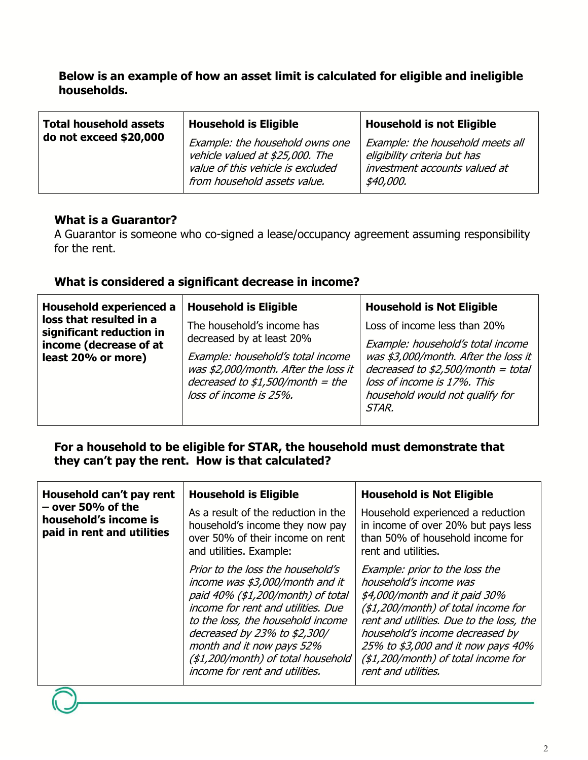**Below is an example of how an asset limit is calculated for eligible and ineligible households.**

| | | |
|---|---|---|
| **Total household assets do not exceed $20,000** | **Household is Eligible**<br>*Example: the household owns one vehicle valued at $25,000. The value of this vehicle is excluded from household assets value.* | **Household is not Eligible**<br>*Example: the household meets all eligibility criteria but has investment accounts valued at $40,000.* |

**What is a Guarantor?**

A Guarantor is someone who co-signed a lease/occupancy agreement assuming responsibility for the rent.

**What is considered a significant decrease in income?**

| | | |
|---|---|---|
| **Household experienced a loss that resulted in a significant reduction in income (decrease of at least 20% or more)** | **Household is Eligible**<br>The household's income has decreased by at least 20%<br>*Example: household's total income was $2,000/month. After the loss it decreased to $1,500/month = the loss of income is 25%.* | **Household is Not Eligible**<br>Loss of income less than 20%<br>*Example: household's total income was $3,000/month. After the loss it decreased to $2,500/month = total loss of income is 17%. This household would not qualify for STAR.* |

**For a household to be eligible for STAR, the household must demonstrate that they can't pay the rent. How is that calculated?**

| | | |
|---|---|---|
| **Household can't pay rent – over 50% of the household's income is paid in rent and utilities** | **Household is Eligible**<br>As a result of the reduction in the household's income they now pay over 50% of their income on rent and utilities. Example:<br>*Prior to the loss the household's income was $3,000/month and it paid 40% ($1,200/month) of total income for rent and utilities. Due to the loss, the household income decreased by 23% to $2,300/ month and it now pays 52% ($1,200/month) of total household income for rent and utilities.* | **Household is Not Eligible**<br>Household experienced a reduction in income of over 20% but pays less than 50% of household income for rent and utilities.<br>*Example: prior to the loss the household's income was $4,000/month and it paid 30% ($1,200/month) of total income for rent and utilities. Due to the loss, the household's income decreased by 25% to $3,000 and it now pays 40% ($1,200/month) of total income for rent and utilities.* |